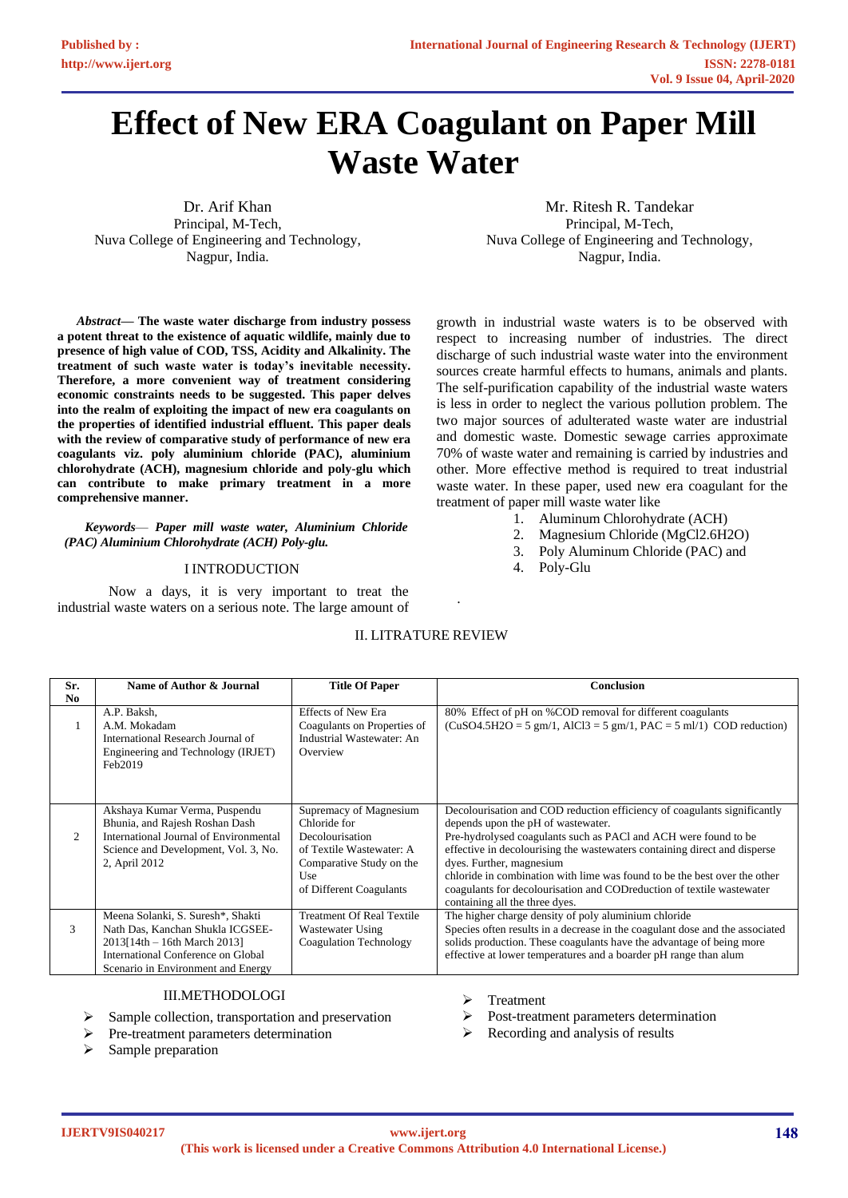# Effect of New ERA Coagulant on Paper Mill Waste Water

Dr. Arif Khan
Principal, M-Tech,
Nuva College of Engineering and Technology,
Nagpur, India.

Mr. Ritesh R. Tandekar
Principal, M-Tech,
Nuva College of Engineering and Technology,
Nagpur, India.

***Abstract*— The waste water discharge from industry possess a potent threat to the existence of aquatic wildlife, mainly due to presence of high value of COD, TSS, Acidity and Alkalinity. The treatment of such waste water is today's inevitable necessity. Therefore, a more convenient way of treatment considering economic constraints needs to be suggested. This paper delves into the realm of exploiting the impact of new era coagulants on the properties of identified industrial effluent. This paper deals with the review of comparative study of performance of new era coagulants viz. poly aluminium chloride (PAC), aluminium chlorohydrate (ACH), magnesium chloride and poly-glu which can contribute to make primary treatment in a more comprehensive manner.**

***Keywords*— *Paper mill waste water, Aluminium Chloride (PAC) Aluminium Chlorohydrate (ACH) Poly-glu.***

## I INTRODUCTION

Now a days, it is very important to treat the industrial waste waters on a serious note. The large amount of growth in industrial waste waters is to be observed with respect to increasing number of industries. The direct discharge of such industrial waste water into the environment sources create harmful effects to humans, animals and plants. The self-purification capability of the industrial waste waters is less in order to neglect the various pollution problem. The two major sources of adulterated waste water are industrial and domestic waste. Domestic sewage carries approximate 70% of waste water and remaining is carried by industries and other. More effective method is required to treat industrial waste water. In these paper, used new era coagulant for the treatment of paper mill waste water like

1. Aluminum Chlorohydrate (ACH)
2. Magnesium Chloride ($MgCl_2.6H_2O$)
3. Poly Aluminum Chloride (PAC) and
4. Poly-Glu

## II. LITERATURE REVIEW

| Sr. No | Name of Author & Journal | Title Of Paper | Conclusion |
|---|---|---|---|
| 1 | A.P. Baksh, A.M. Mokadam International Research Journal of Engineering and Technology (IRJET) Feb2019 | Effects of New Era Coagulants on Properties of Industrial Wastewater: An Overview | 80% Effect of pH on %COD removal for different coagulants ($CuSO_4.5H_2O$ = 5 gm/1, $AlCl_3$ = 5 gm/1, PAC = 5 ml/1) COD reduction) |
| 2 | Akshaya Kumar Verma, Puspendu Bhunia, and Rajesh Roshan Dash International Journal of Environmental Science and Development, Vol. 3, No. 2, April 2012 | Supremacy of Magnesium Chloride for Decolourisation of Textile Wastewater: A Comparative Study on the Use of Different Coagulants | Decolourisation and COD reduction efficiency of coagulants significantly depends upon the pH of wastewater. Pre-hydrolysed coagulants such as PACl and ACH were found to be effective in decolourising the wastewaters containing direct and disperse dyes. Further, magnesium chloride in combination with lime was found to be the best over the other coagulants for decolourisation and CODreduction of textile wastewater containing all the three dyes. |
| 3 | Meena Solanki, S. Suresh*, Shakti Nath Das, Kanchan Shukla ICGSEE-2013[14th – 16th March 2013] International Conference on Global Scenario in Environment and Energy | Treatment Of Real Textile Wastewater Using Coagulation Technology | The higher charge density of poly aluminium chloride Species often results in a decrease in the coagulant dose and the associated solids production. These coagulants have the advantage of being more effective at lower temperatures and a boarder pH range than alum |

## III.METHODOLOGI

- Sample collection, transportation and preservation
- Pre-treatment parameters determination
- Sample preparation
- Treatment
- Post-treatment parameters determination
- Recording and analysis of results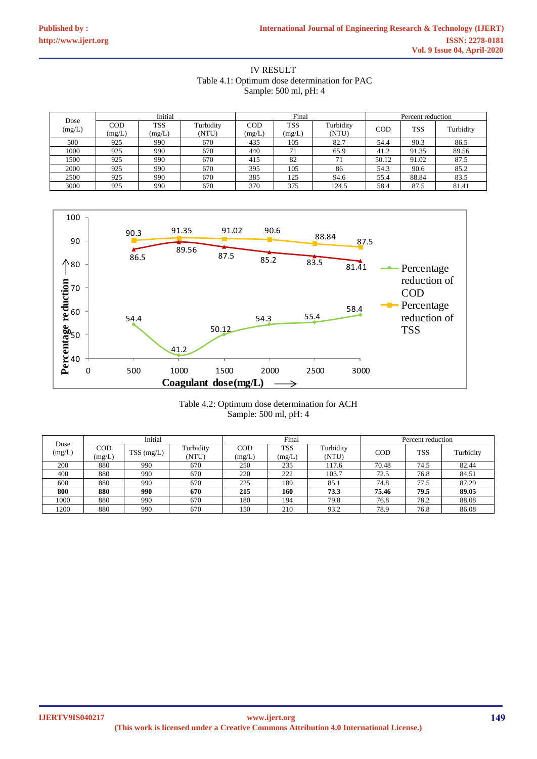## IV RESULT

Table 4.1: Optimum dose determination for PAC
Sample: 500 ml, pH: 4

| Dose (mg/L) | Initial | | | Final | | | Percent reduction | | |
|---|---|---|---|---|---|---|---|---|---|
| | COD (mg/L) | TSS (mg/L) | Turbidity (NTU) | COD (mg/L) | TSS (mg/L) | Turbidity (NTU) | COD | TSS | Turbidity |
| 500 | 925 | 990 | 670 | 435 | 105 | 82.7 | 54.4 | 90.3 | 86.5 |
| 1000 | 925 | 990 | 670 | 440 | 71 | 65.9 | 41.2 | 91.35 | 89.56 |
| 1500 | 925 | 990 | 670 | 415 | 82 | 71 | 50.12 | 91.02 | 87.5 |
| 2000 | 925 | 990 | 670 | 395 | 105 | 86 | 54.3 | 90.6 | 85.2 |
| 2500 | 925 | 990 | 670 | 385 | 125 | 94.6 | 55.4 | 88.84 | 83.5 |
| 3000 | 925 | 990 | 670 | 370 | 375 | 124.5 | 58.4 | 87.5 | 81.41 |

Table 4.2: Optimum dose determination for ACH
Sample: 500 ml, pH: 4

| Dose (mg/L) | Initial | | | Final | | | Percent reduction | | |
|---|---|---|---|---|---|---|---|---|---|
| | COD (mg/L) | TSS (mg/L) | Turbidity (NTU) | COD (mg/L) | TSS (mg/L) | Turbidity (NTU) | COD | TSS | Turbidity |
| 200 | 880 | 990 | 670 | 250 | 235 | 117.6 | 70.48 | 74.5 | 82.44 |
| 400 | 880 | 990 | 670 | 220 | 222 | 103.7 | 72.5 | 76.8 | 84.51 |
| 600 | 880 | 990 | 670 | 225 | 189 | 85.1 | 74.8 | 77.5 | 87.29 |
| **800** | **880** | **990** | **670** | **215** | **160** | **73.3** | **75.46** | **79.5** | **89.05** |
| 1000 | 880 | 990 | 670 | 180 | 194 | 79.8 | 76.8 | 78.2 | 88.08 |
| 1200 | 880 | 990 | 670 | 150 | 210 | 93.2 | 78.9 | 76.8 | 86.08 |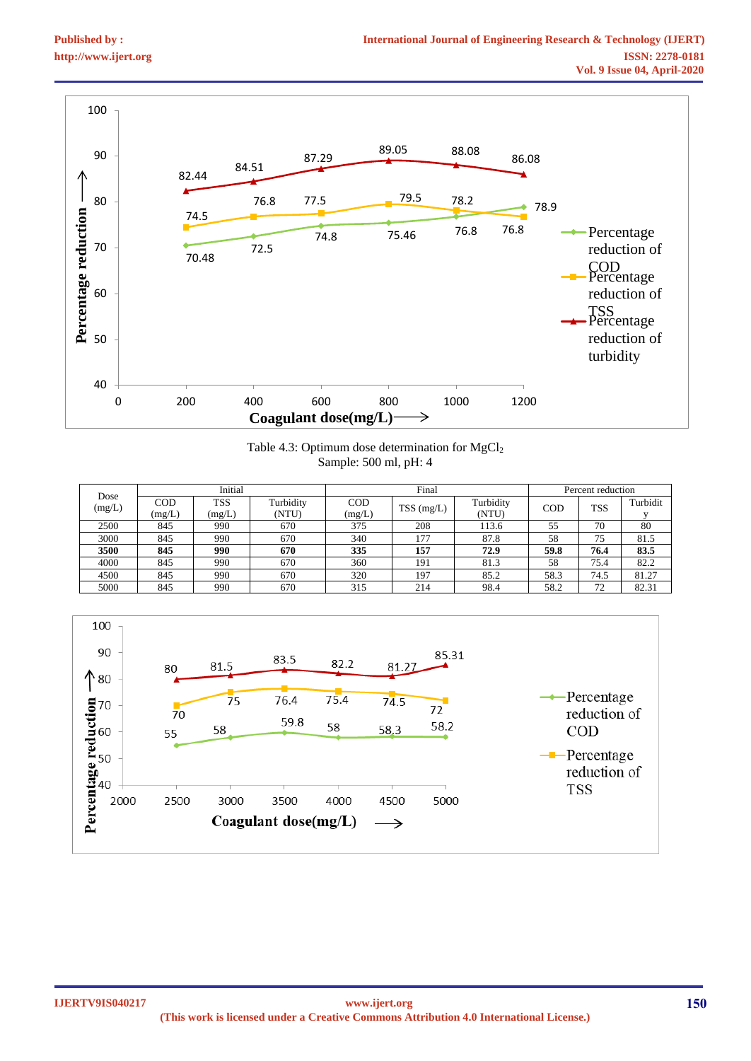Table 4.3: Optimum dose determination for $MgCl_2$
Sample: 500 ml, pH: 4

| Dose (mg/L) | Initial | | | Final | | | Percent reduction | | |
|---|---|---|---|---|---|---|---|---|---|
| | COD (mg/L) | TSS (mg/L) | Turbidity (NTU) | COD (mg/L) | TSS (mg/L) | Turbidity (NTU) | COD | TSS | Turbidity |
| 2500 | 845 | 990 | 670 | 375 | 208 | 113.6 | 55 | 70 | 80 |
| 3000 | 845 | 990 | 670 | 340 | 177 | 87.8 | 58 | 75 | 81.5 |
| **3500** | **845** | **990** | **670** | **335** | **157** | **72.9** | **59.8** | **76.4** | **83.5** |
| 4000 | 845 | 990 | 670 | 360 | 191 | 81.3 | 58 | 75.4 | 82.2 |
| 4500 | 845 | 990 | 670 | 320 | 197 | 85.2 | 58.3 | 74.5 | 81.27 |
| 5000 | 845 | 990 | 670 | 315 | 214 | 98.4 | 58.2 | 72 | 82.31 |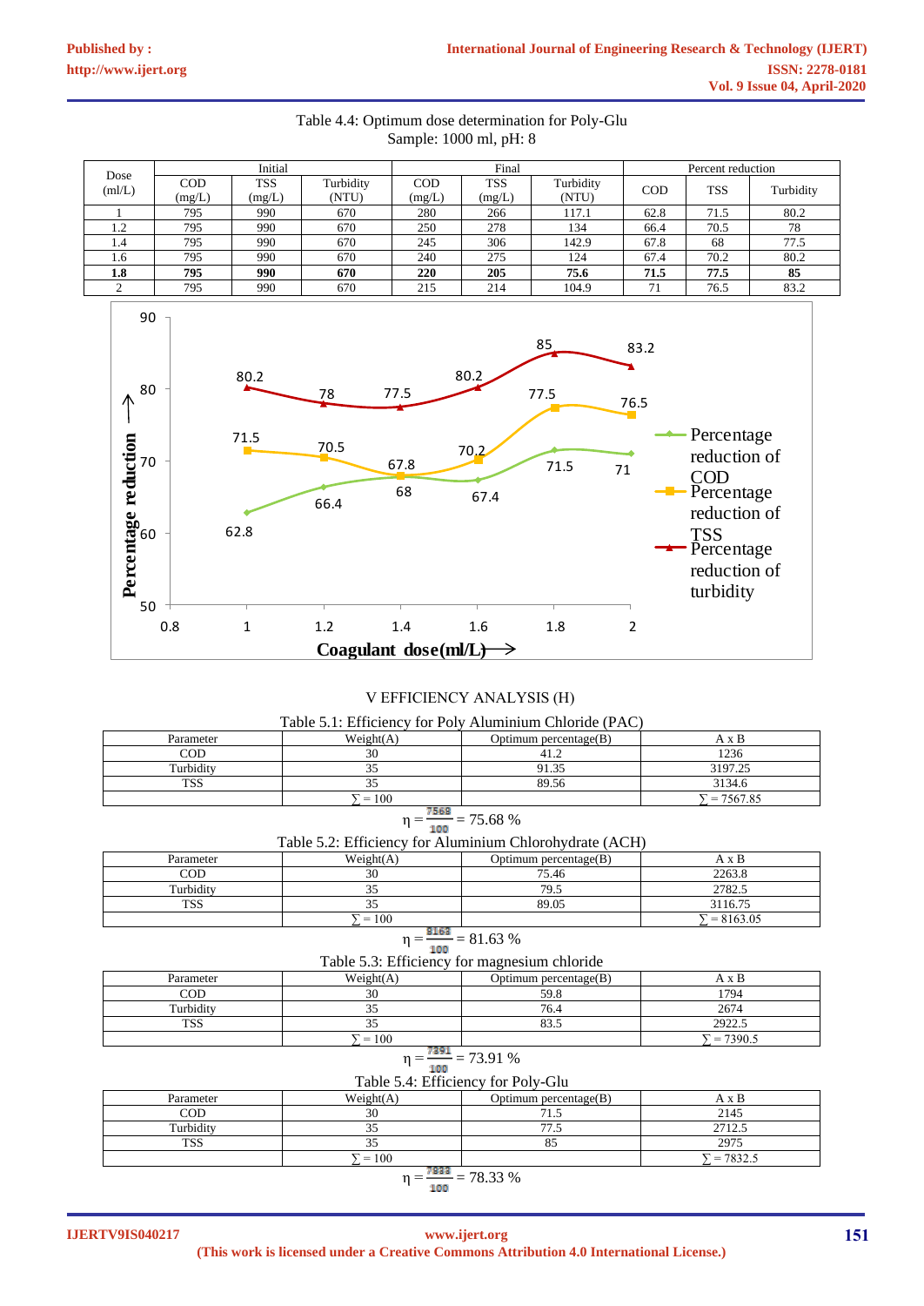Table 4.4: Optimum dose determination for Poly-Glu
Sample: 1000 ml, pH: 8

| Dose (ml/L) | Initial | | | Final | | | Percent reduction | | |
|---|---|---|---|---|---|---|---|---|---|
| | COD (mg/L) | TSS (mg/L) | Turbidity (NTU) | COD (mg/L) | TSS (mg/L) | Turbidity (NTU) | COD | TSS | Turbidity |
| 1 | 795 | 990 | 670 | 280 | 266 | 117.1 | 62.8 | 71.5 | 80.2 |
| 1.2 | 795 | 990 | 670 | 250 | 278 | 134 | 66.4 | 70.5 | 78 |
| 1.4 | 795 | 990 | 670 | 245 | 306 | 142.9 | 67.8 | 68 | 77.5 |
| 1.6 | 795 | 990 | 670 | 240 | 275 | 124 | 67.4 | 70.2 | 80.2 |
| **1.8** | **795** | **990** | **670** | **220** | **205** | **75.6** | **71.5** | **77.5** | **85** |
| 2 | 795 | 990 | 670 | 215 | 214 | 104.9 | 71 | 76.5 | 83.2 |

## V EFFICIENCY ANALYSIS (H)

Table 5.1: Efficiency for Poly Aluminium Chloride (PAC)

| Parameter | Weight(A) | Optimum percentage(B) | A x B |
|---|---|---|---|
| COD | 30 | 41.2 | 1236 |
| Turbidity | 35 | 91.35 | 3197.25 |
| TSS | 35 | 89.56 | 3134.6 |
| | $\sum = 100$ | | $\sum = 7567.85$ |

$$\eta = \frac{7568}{100} = 75.68\ \%$$

Table 5.2: Efficiency for Aluminium Chlorohydrate (ACH)

| Parameter | Weight(A) | Optimum percentage(B) | A x B |
|---|---|---|---|
| COD | 30 | 75.46 | 2263.8 |
| Turbidity | 35 | 79.5 | 2782.5 |
| TSS | 35 | 89.05 | 3116.75 |
| | $\sum = 100$ | | $\sum = 8163.05$ |

$$\eta = \frac{8163}{100} = 81.63\ \%$$

Table 5.3: Efficiency for magnesium chloride

| Parameter | Weight(A) | Optimum percentage(B) | A x B |
|---|---|---|---|
| COD | 30 | 59.8 | 1794 |
| Turbidity | 35 | 76.4 | 2674 |
| TSS | 35 | 83.5 | 2922.5 |
| | $\sum = 100$ | | $\sum = 7390.5$ |

$$\eta = \frac{7391}{100} = 73.91\ \%$$

Table 5.4: Efficiency for Poly-Glu

| Parameter | Weight(A) | Optimum percentage(B) | A x B |
|---|---|---|---|
| COD | 30 | 71.5 | 2145 |
| Turbidity | 35 | 77.5 | 2712.5 |
| TSS | 35 | 85 | 2975 |
| | $\sum = 100$ | | $\sum = 7832.5$ |

$$\eta = \frac{7833}{100} = 78.33\ \%$$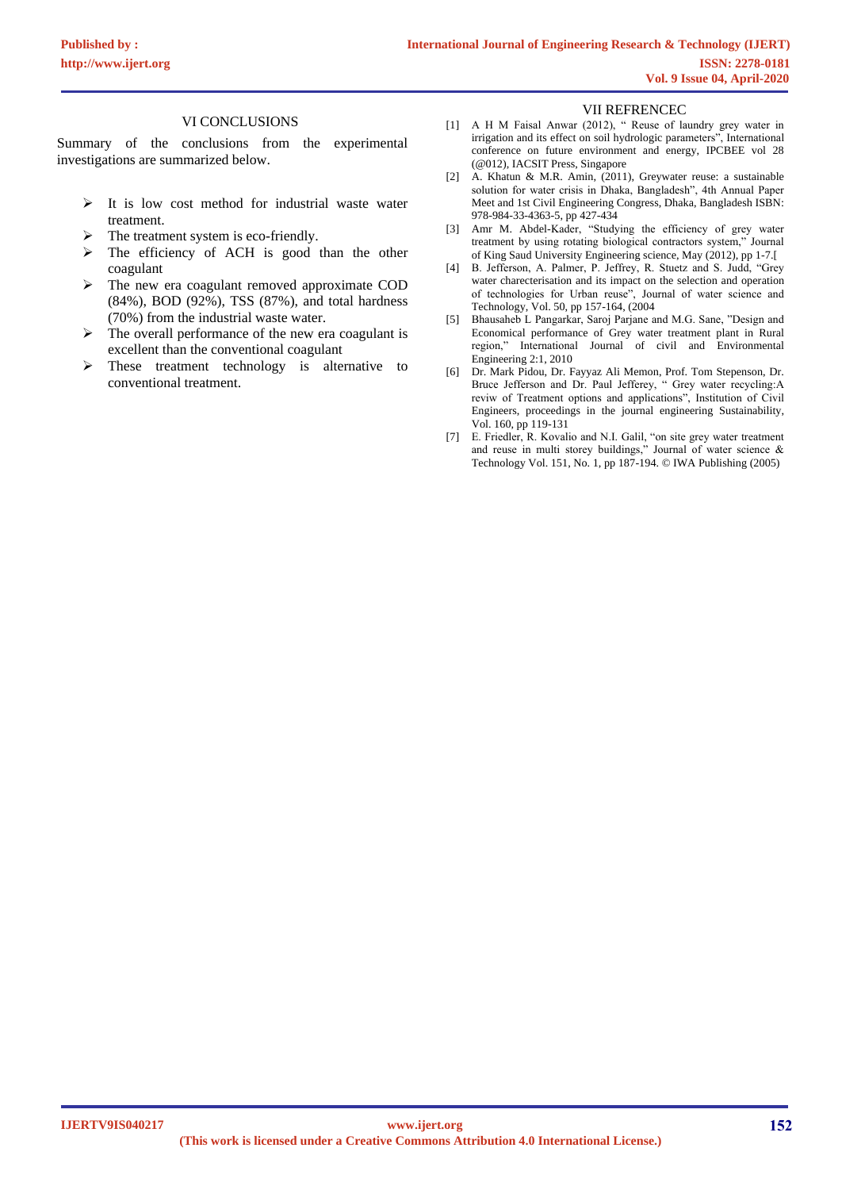## VI CONCLUSIONS

Summary of the conclusions from the experimental investigations are summarized below.

- It is low cost method for industrial waste water treatment.
- The treatment system is eco-friendly.
- The efficiency of ACH is good than the other coagulant
- The new era coagulant removed approximate COD (84%), BOD (92%), TSS (87%), and total hardness (70%) from the industrial waste water.
- The overall performance of the new era coagulant is excellent than the conventional coagulant
- These treatment technology is alternative to conventional treatment.

## VII REFRENCEC

[1] A H M Faisal Anwar (2012), " Reuse of laundry grey water in irrigation and its effect on soil hydrologic parameters", International conference on future environment and energy, IPCBEE vol 28 (@012), IACSIT Press, Singapore

[2] A. Khatun & M.R. Amin, (2011), Greywater reuse: a sustainable solution for water crisis in Dhaka, Bangladesh", 4th Annual Paper Meet and 1st Civil Engineering Congress, Dhaka, Bangladesh ISBN: 978-984-33-4363-5, pp 427-434

[3] Amr M. Abdel-Kader, "Studying the efficiency of grey water treatment by using rotating biological contractors system," Journal of King Saud University Engineering science, May (2012), pp 1-7.[

[4] B. Jefferson, A. Palmer, P. Jeffrey, R. Stuetz and S. Judd, "Grey water charecterisation and its impact on the selection and operation of technologies for Urban reuse", Journal of water science and Technology, Vol. 50, pp 157-164, (2004

[5] Bhausaheb L Pangarkar, Saroj Parjane and M.G. Sane, "Design and Economical performance of Grey water treatment plant in Rural region," International Journal of civil and Environmental Engineering 2:1, 2010

[6] Dr. Mark Pidou, Dr. Fayyaz Ali Memon, Prof. Tom Stepenson, Dr. Bruce Jefferson and Dr. Paul Jefferey, " Grey water recycling:A reviw of Treatment options and applications", Institution of Civil Engineers, proceedings in the journal engineering Sustainability, Vol. 160, pp 119-131

[7] E. Friedler, R. Kovalio and N.I. Galil, "on site grey water treatment and reuse in multi storey buildings," Journal of water science & Technology Vol. 151, No. 1, pp 187-194. © IWA Publishing (2005)